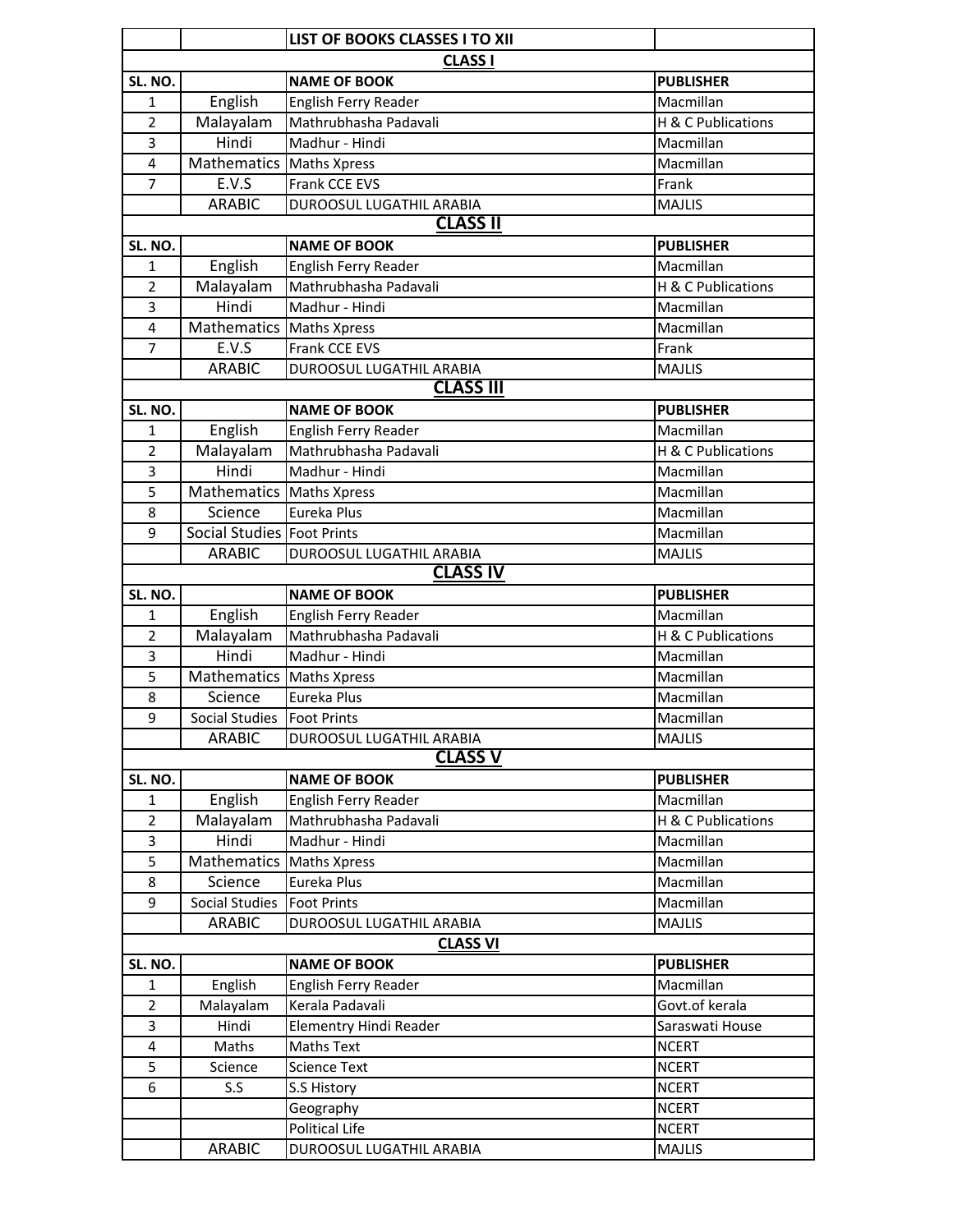| | | LIST OF BOOKS CLASSES I TO XII | |
|---|---|---|---|
| | | **CLASS I** | |
| **SL. NO.** | | **NAME OF BOOK** | **PUBLISHER** |
| 1 | English | English Ferry Reader | Macmillan |
| 2 | Malayalam | Mathrubhasha Padavali | H & C Publications |
| 3 | Hindi | Madhur - Hindi | Macmillan |
| 4 | Mathematics | Maths Xpress | Macmillan |
| 7 | E.V.S | Frank CCE EVS | Frank |
| | ARABIC | DUROOSUL LUGATHIL ARABIA | MAJLIS |
| | | **CLASS II** | |
| **SL. NO.** | | **NAME OF BOOK** | **PUBLISHER** |
| 1 | English | English Ferry Reader | Macmillan |
| 2 | Malayalam | Mathrubhasha Padavali | H & C Publications |
| 3 | Hindi | Madhur - Hindi | Macmillan |
| 4 | Mathematics | Maths Xpress | Macmillan |
| 7 | E.V.S | Frank CCE EVS | Frank |
| | ARABIC | DUROOSUL LUGATHIL ARABIA | MAJLIS |
| | | **CLASS III** | |
| **SL. NO.** | | **NAME OF BOOK** | **PUBLISHER** |
| 1 | English | English Ferry Reader | Macmillan |
| 2 | Malayalam | Mathrubhasha Padavali | H & C Publications |
| 3 | Hindi | Madhur - Hindi | Macmillan |
| 5 | Mathematics | Maths Xpress | Macmillan |
| 8 | Science | Eureka Plus | Macmillan |
| 9 | Social Studies | Foot Prints | Macmillan |
| | ARABIC | DUROOSUL LUGATHIL ARABIA | MAJLIS |
| | | **CLASS IV** | |
| **SL. NO.** | | **NAME OF BOOK** | **PUBLISHER** |
| 1 | English | English Ferry Reader | Macmillan |
| 2 | Malayalam | Mathrubhasha Padavali | H & C Publications |
| 3 | Hindi | Madhur - Hindi | Macmillan |
| 5 | Mathematics | Maths Xpress | Macmillan |
| 8 | Science | Eureka Plus | Macmillan |
| 9 | Social Studies | Foot Prints | Macmillan |
| | ARABIC | DUROOSUL LUGATHIL ARABIA | MAJLIS |
| | | **CLASS V** | |
| **SL. NO.** | | **NAME OF BOOK** | **PUBLISHER** |
| 1 | English | English Ferry Reader | Macmillan |
| 2 | Malayalam | Mathrubhasha Padavali | H & C Publications |
| 3 | Hindi | Madhur - Hindi | Macmillan |
| 5 | Mathematics | Maths Xpress | Macmillan |
| 8 | Science | Eureka Plus | Macmillan |
| 9 | Social Studies | Foot Prints | Macmillan |
| | ARABIC | DUROOSUL LUGATHIL ARABIA | MAJLIS |
| | | **CLASS VI** | |
| **SL. NO.** | | **NAME OF BOOK** | **PUBLISHER** |
| 1 | English | English Ferry Reader | Macmillan |
| 2 | Malayalam | Kerala Padavali | Govt.of kerala |
| 3 | Hindi | Elementry Hindi Reader | Saraswati House |
| 4 | Maths | Maths Text | NCERT |
| 5 | Science | Science Text | NCERT |
| 6 | S.S | S.S History | NCERT |
| | | Geography | NCERT |
| | | Political Life | NCERT |
| | ARABIC | DUROOSUL LUGATHIL ARABIA | MAJLIS |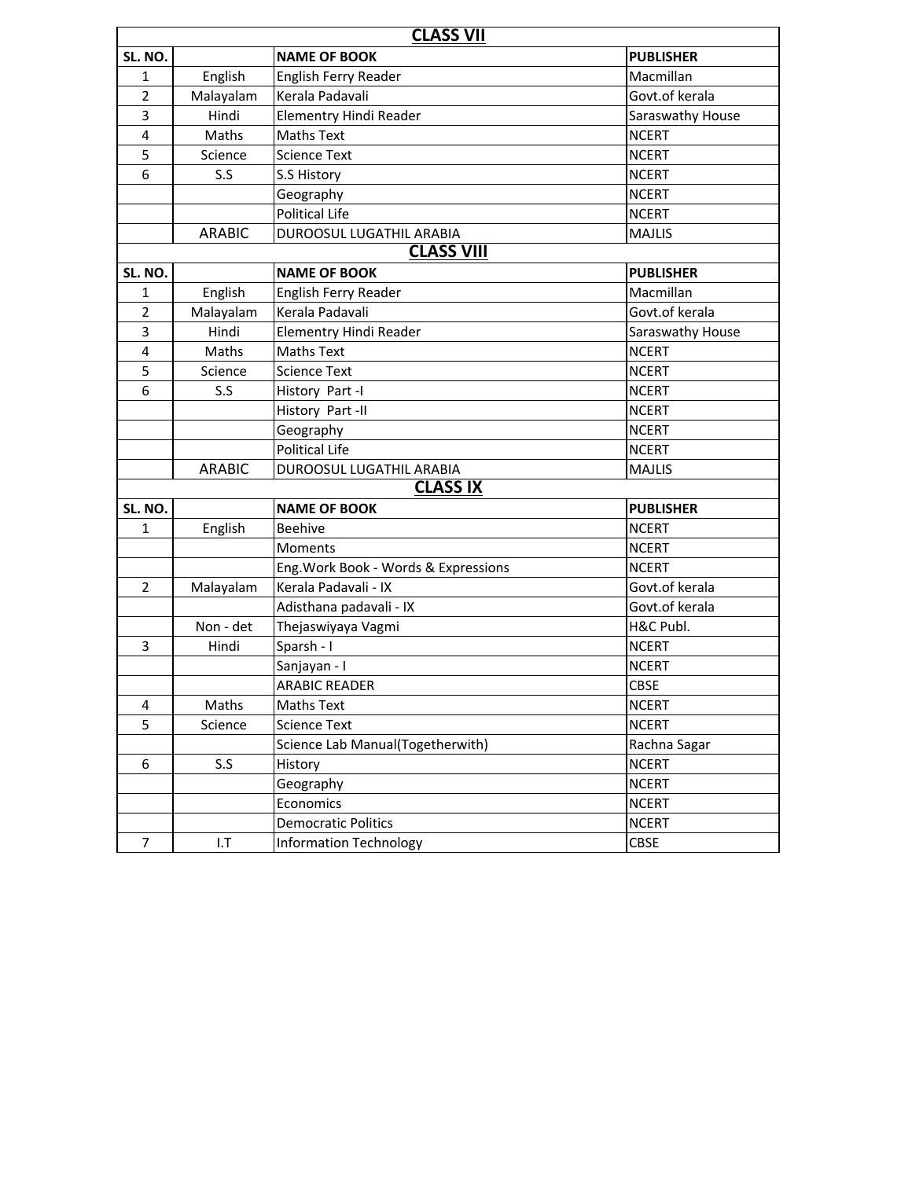| CLASS VII | | | |
|---|---|---|---|
| SL. NO. | | NAME OF BOOK | PUBLISHER |
| 1 | English | English Ferry Reader | Macmillan |
| 2 | Malayalam | Kerala Padavali | Govt.of kerala |
| 3 | Hindi | Elementry Hindi Reader | Saraswathy House |
| 4 | Maths | Maths Text | NCERT |
| 5 | Science | Science Text | NCERT |
| 6 | S.S | S.S History | NCERT |
| | | Geography | NCERT |
| | | Political Life | NCERT |
| | ARABIC | DUROOSUL LUGATHIL ARABIA | MAJLIS |

| CLASS VIII | | | |
|---|---|---|---|
| SL. NO. | | NAME OF BOOK | PUBLISHER |
| 1 | English | English Ferry Reader | Macmillan |
| 2 | Malayalam | Kerala Padavali | Govt.of kerala |
| 3 | Hindi | Elementry Hindi Reader | Saraswathy House |
| 4 | Maths | Maths Text | NCERT |
| 5 | Science | Science Text | NCERT |
| 6 | S.S | History Part -I | NCERT |
| | | History Part -II | NCERT |
| | | Geography | NCERT |
| | | Political Life | NCERT |
| | ARABIC | DUROOSUL LUGATHIL ARABIA | MAJLIS |

| CLASS IX | | | |
|---|---|---|---|
| SL. NO. | | NAME OF BOOK | PUBLISHER |
| 1 | English | Beehive | NCERT |
| | | Moments | NCERT |
| | | Eng.Work Book - Words & Expressions | NCERT |
| 2 | Malayalam | Kerala Padavali - IX | Govt.of kerala |
| | | Adisthana padavali - IX | Govt.of kerala |
| | Non - det | Thejaswiyaya Vagmi | H&C Publ. |
| 3 | Hindi | Sparsh - I | NCERT |
| | | Sanjayan - I | NCERT |
| | | ARABIC READER | CBSE |
| 4 | Maths | Maths Text | NCERT |
| 5 | Science | Science Text | NCERT |
| | | Science Lab Manual(Togetherwith) | Rachna Sagar |
| 6 | S.S | History | NCERT |
| | | Geography | NCERT |
| | | Economics | NCERT |
| | | Democratic Politics | NCERT |
| 7 | I.T | Information Technology | CBSE |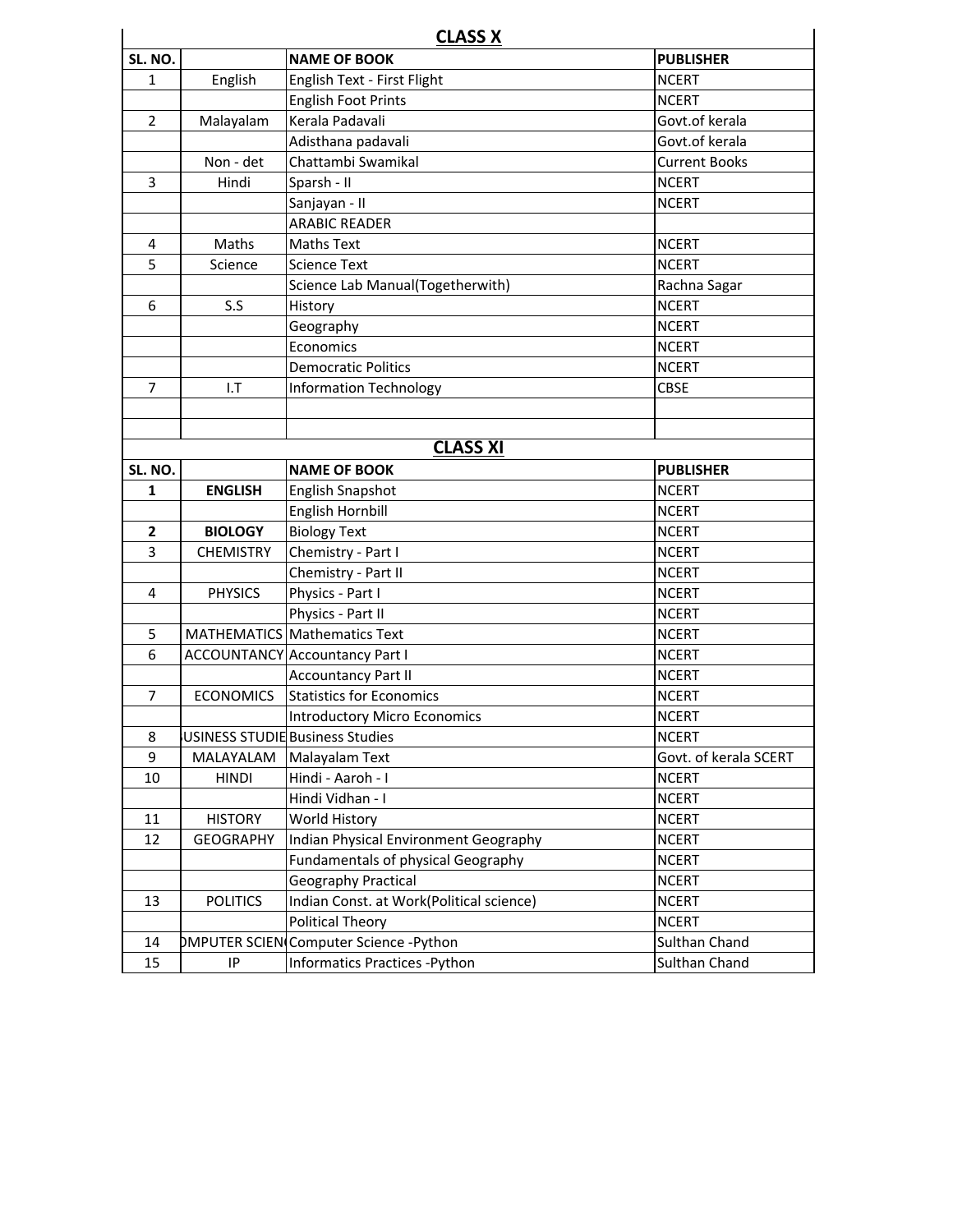## CLASS X

| SL. NO. | | NAME OF BOOK | PUBLISHER |
|---|---|---|---|
| 1 | English | English Text - First Flight | NCERT |
| | | English Foot Prints | NCERT |
| 2 | Malayalam | Kerala Padavali | Govt.of kerala |
| | | Adisthana padavali | Govt.of kerala |
| | Non - det | Chattambi Swamikal | Current Books |
| 3 | Hindi | Sparsh - II | NCERT |
| | | Sanjayan - II | NCERT |
| | | ARABIC READER | |
| 4 | Maths | Maths Text | NCERT |
| 5 | Science | Science Text | NCERT |
| | | Science Lab Manual(Togetherwith) | Rachna Sagar |
| 6 | S.S | History | NCERT |
| | | Geography | NCERT |
| | | Economics | NCERT |
| | | Democratic Politics | NCERT |
| 7 | I.T | Information Technology | CBSE |

## CLASS XI

| SL. NO. | | NAME OF BOOK | PUBLISHER |
|---|---|---|---|
| **1** | **ENGLISH** | English Snapshot | NCERT |
| | | English Hornbill | NCERT |
| **2** | **BIOLOGY** | Biology Text | NCERT |
| 3 | CHEMISTRY | Chemistry - Part I | NCERT |
| | | Chemistry - Part II | NCERT |
| 4 | PHYSICS | Physics - Part I | NCERT |
| | | Physics - Part II | NCERT |
| 5 | MATHEMATICS | Mathematics Text | NCERT |
| 6 | ACCOUNTANCY | Accountancy Part I | NCERT |
| | | Accountancy Part II | NCERT |
| 7 | ECONOMICS | Statistics for Economics | NCERT |
| | | Introductory Micro Economics | NCERT |
| 8 | USINESS STUDIE | Business Studies | NCERT |
| 9 | MALAYALAM | Malayalam Text | Govt. of kerala SCERT |
| 10 | HINDI | Hindi - Aaroh - I | NCERT |
| | | Hindi Vidhan - I | NCERT |
| 11 | HISTORY | World History | NCERT |
| 12 | GEOGRAPHY | Indian Physical Environment Geography | NCERT |
| | | Fundamentals of physical Geography | NCERT |
| | | Geography Practical | NCERT |
| 13 | POLITICS | Indian Const. at Work(Political science) | NCERT |
| | | Political Theory | NCERT |
| 14 | OMPUTER SCIEN | Computer Science -Python | Sulthan Chand |
| 15 | IP | Informatics Practices -Python | Sulthan Chand |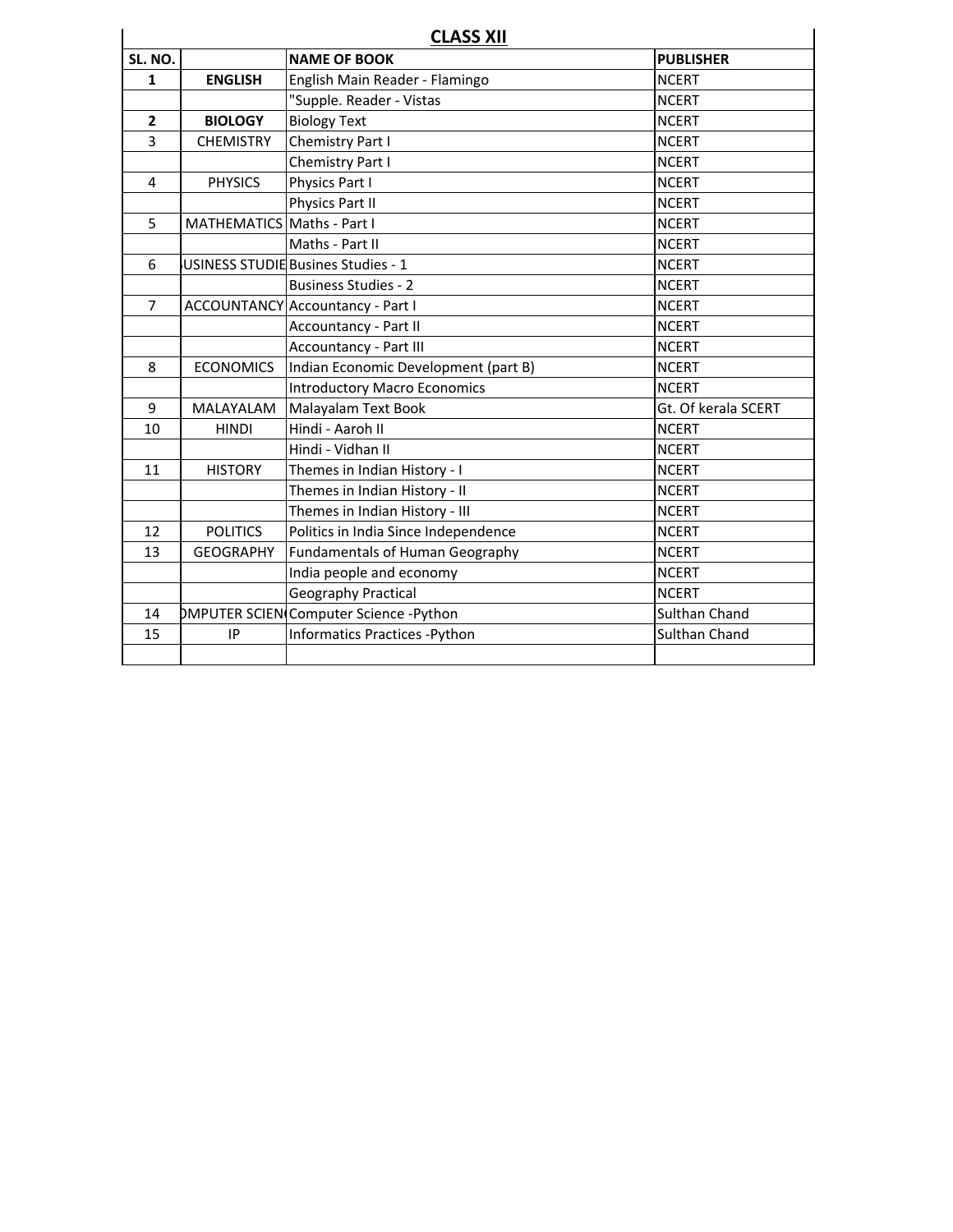## CLASS XII

| SL. NO. | | NAME OF BOOK | PUBLISHER |
|---|---|---|---|
| **1** | **ENGLISH** | English Main Reader - Flamingo | NCERT |
| | | "Supple. Reader - Vistas | NCERT |
| **2** | **BIOLOGY** | Biology Text | NCERT |
| 3 | CHEMISTRY | Chemistry Part I | NCERT |
| | | Chemistry Part I | NCERT |
| 4 | PHYSICS | Physics Part I | NCERT |
| | | Physics Part II | NCERT |
| 5 | MATHEMATICS | Maths - Part I | NCERT |
| | | Maths - Part II | NCERT |
| 6 | USINESS STUDIE | Busines Studies - 1 | NCERT |
| | | Business Studies - 2 | NCERT |
| 7 | ACCOUNTANCY | Accountancy - Part I | NCERT |
| | | Accountancy - Part II | NCERT |
| | | Accountancy - Part III | NCERT |
| 8 | ECONOMICS | Indian Economic Development (part B) | NCERT |
| | | Introductory Macro Economics | NCERT |
| 9 | MALAYALAM | Malayalam Text Book | Gt. Of kerala SCERT |
| 10 | HINDI | Hindi - Aaroh II | NCERT |
| | | Hindi - Vidhan II | NCERT |
| 11 | HISTORY | Themes in Indian History - I | NCERT |
| | | Themes in Indian History - II | NCERT |
| | | Themes in Indian History - III | NCERT |
| 12 | POLITICS | Politics in India Since Independence | NCERT |
| 13 | GEOGRAPHY | Fundamentals of Human Geography | NCERT |
| | | India people and economy | NCERT |
| | | Geography Practical | NCERT |
| 14 | OMPUTER SCIEN | Computer Science -Python | Sulthan Chand |
| 15 | IP | Informatics Practices -Python | Sulthan Chand |
| | | | |